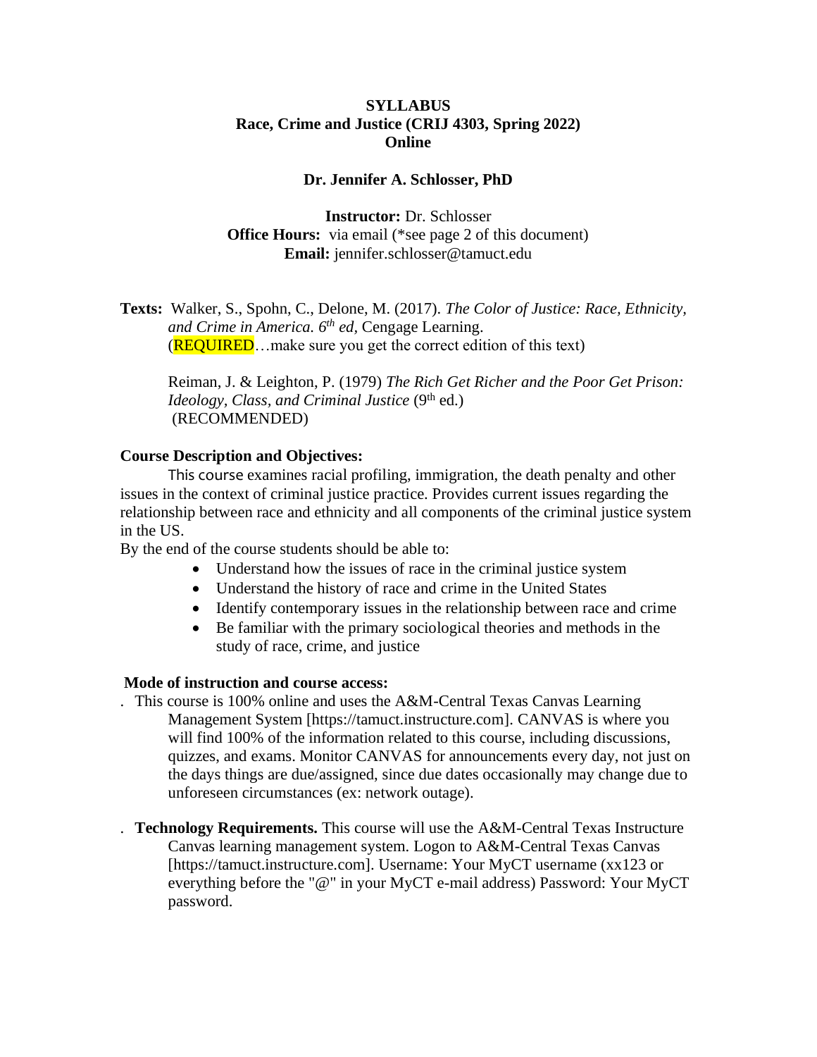**SYLLABUS**
**Race, Crime and Justice (CRIJ 4303, Spring 2022)**
**Online**

**Dr. Jennifer A. Schlosser, PhD**

**Instructor:** Dr. Schlosser
**Office Hours:** via email (*see page 2 of this document)
**Email:** jennifer.schlosser@tamuct.edu

**Texts:** Walker, S., Spohn, C., Delone, M. (2017). *The Color of Justice: Race, Ethnicity, and Crime in America. 6th ed*, Cengage Learning.
(REQUIRED…make sure you get the correct edition of this text)

Reiman, J. & Leighton, P. (1979) *The Rich Get Richer and the Poor Get Prison: Ideology, Class, and Criminal Justice* (9th ed.)
(RECOMMENDED)

**Course Description and Objectives:**

This course examines racial profiling, immigration, the death penalty and other issues in the context of criminal justice practice. Provides current issues regarding the relationship between race and ethnicity and all components of the criminal justice system in the US.

By the end of the course students should be able to:

- Understand how the issues of race in the criminal justice system
- Understand the history of race and crime in the United States
- Identify contemporary issues in the relationship between race and crime
- Be familiar with the primary sociological theories and methods in the study of race, crime, and justice

**Mode of instruction and course access:**

. This course is 100% online and uses the A&M-Central Texas Canvas Learning Management System [https://tamuct.instructure.com]. CANVAS is where you will find 100% of the information related to this course, including discussions, quizzes, and exams. Monitor CANVAS for announcements every day, not just on the days things are due/assigned, since due dates occasionally may change due to unforeseen circumstances (ex: network outage).

. **Technology Requirements.** This course will use the A&M-Central Texas Instructure Canvas learning management system. Logon to A&M-Central Texas Canvas [https://tamuct.instructure.com]. Username: Your MyCT username (xx123 or everything before the "@" in your MyCT e-mail address) Password: Your MyCT password.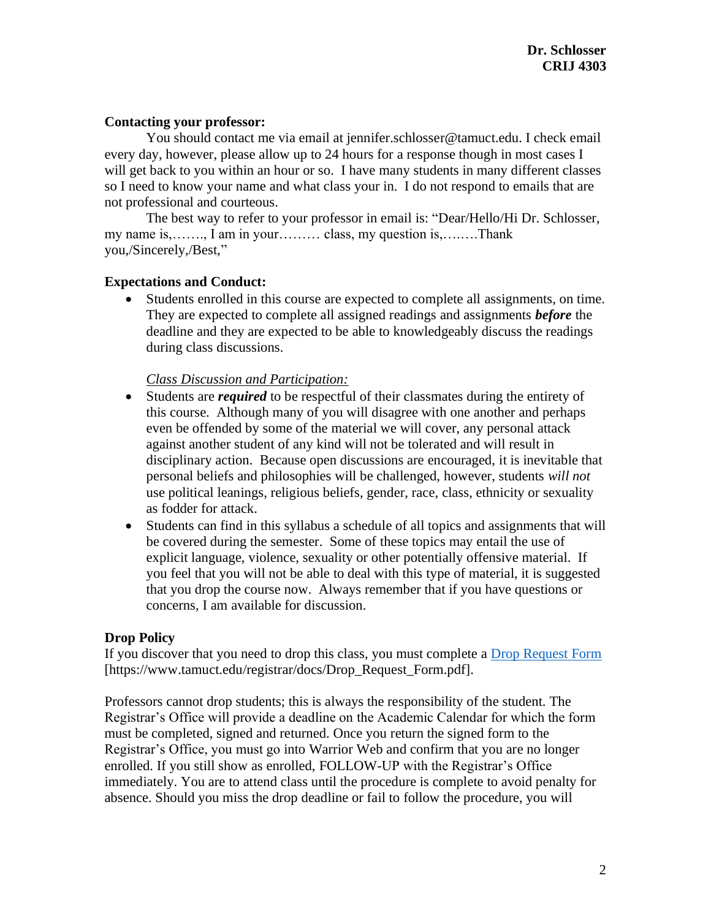**Contacting your professor:**

You should contact me via email at jennifer.schlosser@tamuct.edu. I check email every day, however, please allow up to 24 hours for a response though in most cases I will get back to you within an hour or so. I have many students in many different classes so I need to know your name and what class your in. I do not respond to emails that are not professional and courteous.

The best way to refer to your professor in email is: "Dear/Hello/Hi Dr. Schlosser, my name is,……., I am in your……… class, my question is,……..Thank you,/Sincerely,/Best,"

**Expectations and Conduct:**

- Students enrolled in this course are expected to complete all assignments, on time. They are expected to complete all assigned readings and assignments ***before*** the deadline and they are expected to be able to knowledgeably discuss the readings during class discussions.

  *Class Discussion and Participation:*

- Students are ***required*** to be respectful of their classmates during the entirety of this course. Although many of you will disagree with one another and perhaps even be offended by some of the material we will cover, any personal attack against another student of any kind will not be tolerated and will result in disciplinary action. Because open discussions are encouraged, it is inevitable that personal beliefs and philosophies will be challenged, however, students *will not* use political leanings, religious beliefs, gender, race, class, ethnicity or sexuality as fodder for attack.
- Students can find in this syllabus a schedule of all topics and assignments that will be covered during the semester. Some of these topics may entail the use of explicit language, violence, sexuality or other potentially offensive material. If you feel that you will not be able to deal with this type of material, it is suggested that you drop the course now. Always remember that if you have questions or concerns, I am available for discussion.

**Drop Policy**

If you discover that you need to drop this class, you must complete a Drop Request Form [https://www.tamuct.edu/registrar/docs/Drop_Request_Form.pdf].

Professors cannot drop students; this is always the responsibility of the student. The Registrar's Office will provide a deadline on the Academic Calendar for which the form must be completed, signed and returned. Once you return the signed form to the Registrar's Office, you must go into Warrior Web and confirm that you are no longer enrolled. If you still show as enrolled, FOLLOW-UP with the Registrar's Office immediately. You are to attend class until the procedure is complete to avoid penalty for absence. Should you miss the drop deadline or fail to follow the procedure, you will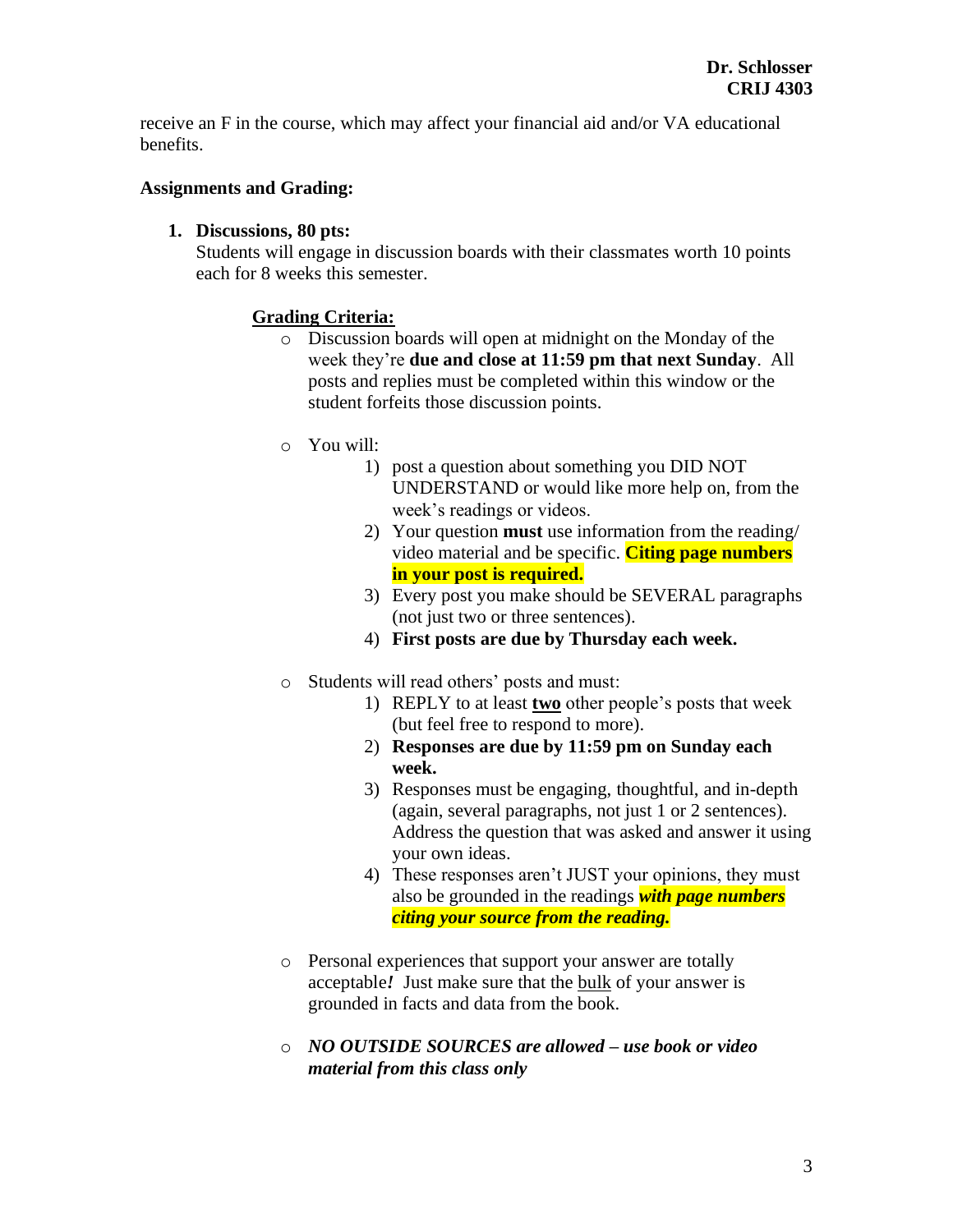receive an F in the course, which may affect your financial aid and/or VA educational benefits.

**Assignments and Grading:**

1. **Discussions, 80 pts:**
   Students will engage in discussion boards with their classmates worth 10 points each for 8 weeks this semester.

   **Grading Criteria:**

   - Discussion boards will open at midnight on the Monday of the week they're **due and close at 11:59 pm that next Sunday**. All posts and replies must be completed within this window or the student forfeits those discussion points.

   - You will:
     1) post a question about something you DID NOT UNDERSTAND or would like more help on, from the week's readings or videos.
     2) Your question **must** use information from the reading/ video material and be specific. **Citing page numbers in your post is required.**
     3) Every post you make should be SEVERAL paragraphs (not just two or three sentences).
     4) **First posts are due by Thursday each week.**

   - Students will read others' posts and must:
     1) REPLY to at least **two** other people's posts that week (but feel free to respond to more).
     2) **Responses are due by 11:59 pm on Sunday each week.**
     3) Responses must be engaging, thoughtful, and in-depth (again, several paragraphs, not just 1 or 2 sentences). Address the question that was asked and answer it using your own ideas.
     4) These responses aren't JUST your opinions, they must also be grounded in the readings ***with page numbers citing your source from the reading.***

   - Personal experiences that support your answer are totally acceptable***!*** Just make sure that the bulk of your answer is grounded in facts and data from the book.

   - ***NO OUTSIDE SOURCES are allowed – use book or video material from this class only***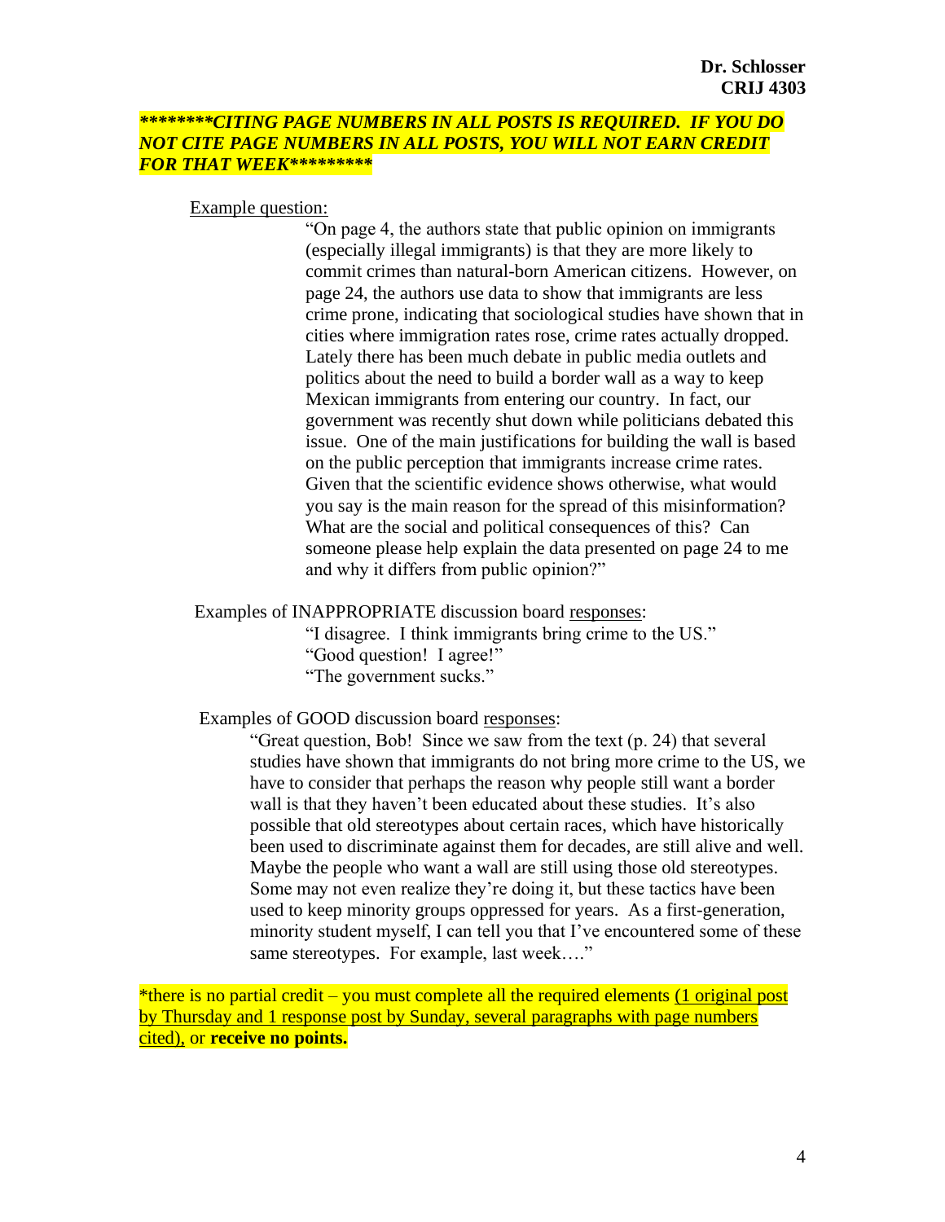***\*\*\*\*\*\*\*\*CITING PAGE NUMBERS IN ALL POSTS IS REQUIRED. IF YOU DO NOT CITE PAGE NUMBERS IN ALL POSTS, YOU WILL NOT EARN CREDIT FOR THAT WEEK\*\*\*\*\*\*\*\*\****

<u>Example question:</u>

> "On page 4, the authors state that public opinion on immigrants (especially illegal immigrants) is that they are more likely to commit crimes than natural-born American citizens. However, on page 24, the authors use data to show that immigrants are less crime prone, indicating that sociological studies have shown that in cities where immigration rates rose, crime rates actually dropped. Lately there has been much debate in public media outlets and politics about the need to build a border wall as a way to keep Mexican immigrants from entering our country. In fact, our government was recently shut down while politicians debated this issue. One of the main justifications for building the wall is based on the public perception that immigrants increase crime rates. Given that the scientific evidence shows otherwise, what would you say is the main reason for the spread of this misinformation? What are the social and political consequences of this? Can someone please help explain the data presented on page 24 to me and why it differs from public opinion?"

Examples of INAPPROPRIATE discussion board <u>responses</u>:

> "I disagree. I think immigrants bring crime to the US."
> "Good question! I agree!"
> "The government sucks."

Examples of GOOD discussion board <u>responses</u>:

> "Great question, Bob! Since we saw from the text (p. 24) that several studies have shown that immigrants do not bring more crime to the US, we have to consider that perhaps the reason why people still want a border wall is that they haven't been educated about these studies. It's also possible that old stereotypes about certain races, which have historically been used to discriminate against them for decades, are still alive and well. Maybe the people who want a wall are still using those old stereotypes. Some may not even realize they're doing it, but these tactics have been used to keep minority groups oppressed for years. As a first-generation, minority student myself, I can tell you that I've encountered some of these same stereotypes. For example, last week…."

*there is no partial credit – you must complete all the required elements <u>(1 original post by Thursday and 1 response post by Sunday, several paragraphs with page numbers cited),</u> or **receive no points.**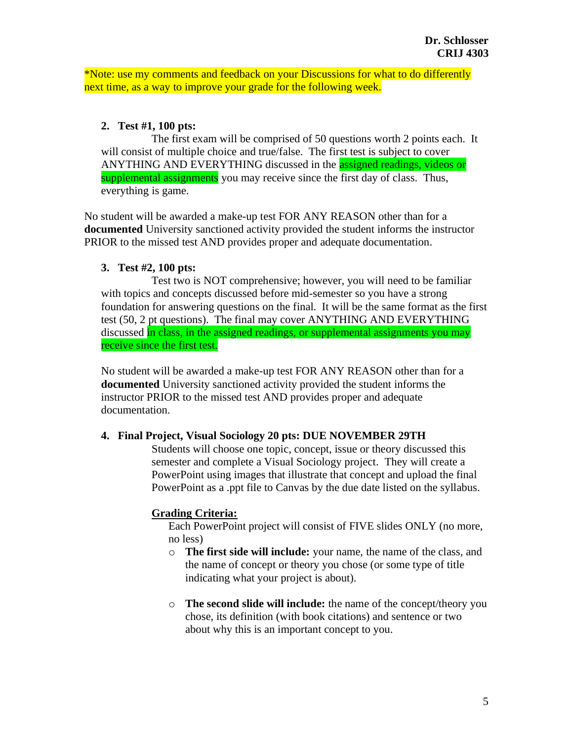*Note: use my comments and feedback on your Discussions for what to do differently next time, as a way to improve your grade for the following week.

2. **Test #1, 100 pts:**

    The first exam will be comprised of 50 questions worth 2 points each. It will consist of multiple choice and true/false. The first test is subject to cover ANYTHING AND EVERYTHING discussed in the assigned readings, videos or supplemental assignments you may receive since the first day of class. Thus, everything is game.

No student will be awarded a make-up test FOR ANY REASON other than for a **documented** University sanctioned activity provided the student informs the instructor PRIOR to the missed test AND provides proper and adequate documentation.

3. **Test #2, 100 pts:**

    Test two is NOT comprehensive; however, you will need to be familiar with topics and concepts discussed before mid-semester so you have a strong foundation for answering questions on the final. It will be the same format as the first test (50, 2 pt questions). The final may cover ANYTHING AND EVERYTHING discussed in class, in the assigned readings, or supplemental assignments you may receive since the first test.

    No student will be awarded a make-up test FOR ANY REASON other than for a **documented** University sanctioned activity provided the student informs the instructor PRIOR to the missed test AND provides proper and adequate documentation.

4. **Final Project, Visual Sociology 20 pts: DUE NOVEMBER 29TH**

    Students will choose one topic, concept, issue or theory discussed this semester and complete a Visual Sociology project. They will create a PowerPoint using images that illustrate that concept and upload the final PowerPoint as a .ppt file to Canvas by the due date listed on the syllabus.

    **Grading Criteria:**

    Each PowerPoint project will consist of FIVE slides ONLY (no more, no less)

    - **The first side will include:** your name, the name of the class, and the name of concept or theory you chose (or some type of title indicating what your project is about).
    - **The second slide will include:** the name of the concept/theory you chose, its definition (with book citations) and sentence or two about why this is an important concept to you.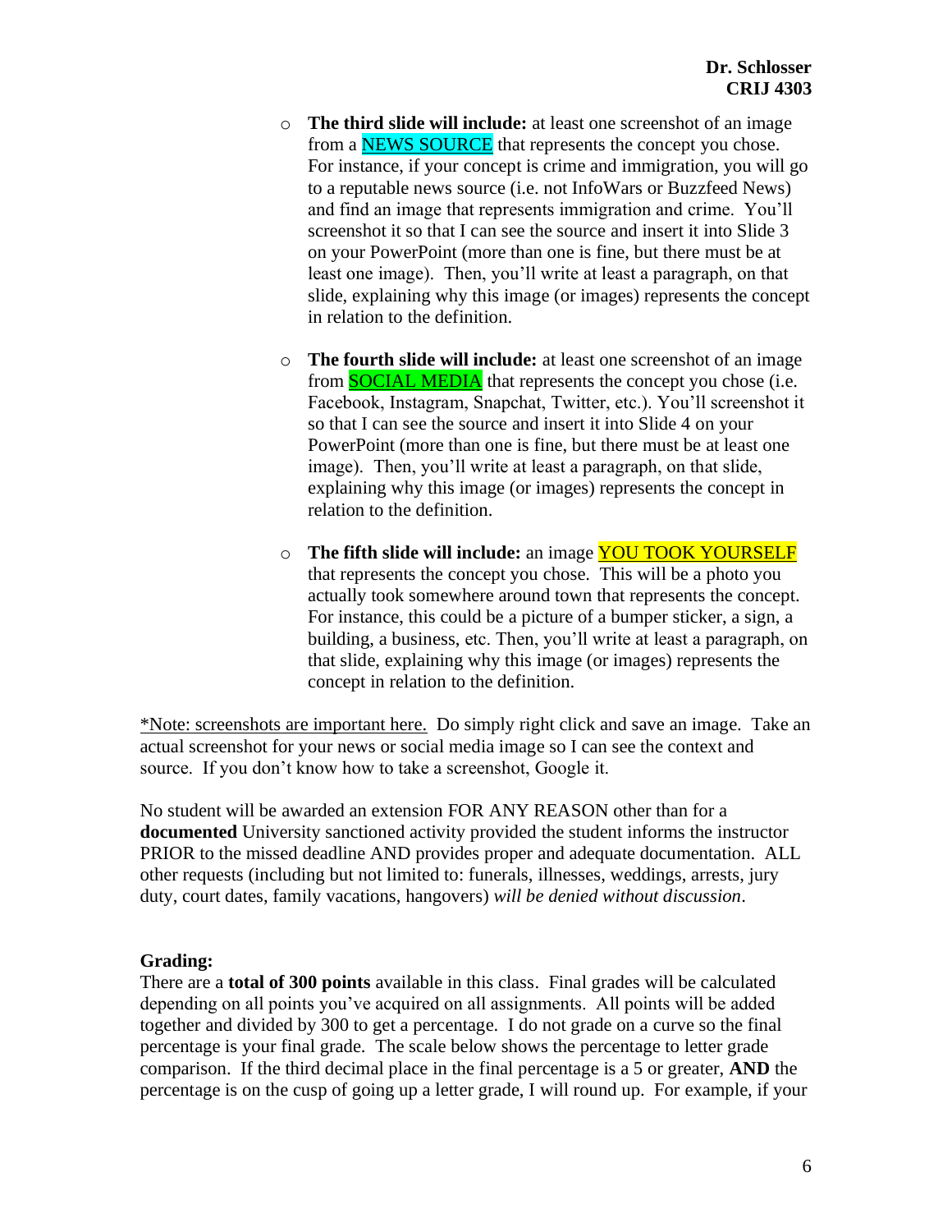- **The third slide will include:** at least one screenshot of an image from a <u>NEWS SOURCE</u> that represents the concept you chose. For instance, if your concept is crime and immigration, you will go to a reputable news source (i.e. not InfoWars or Buzzfeed News) and find an image that represents immigration and crime. You'll screenshot it so that I can see the source and insert it into Slide 3 on your PowerPoint (more than one is fine, but there must be at least one image). Then, you'll write at least a paragraph, on that slide, explaining why this image (or images) represents the concept in relation to the definition.

- **The fourth slide will include:** at least one screenshot of an image from <u>SOCIAL MEDIA</u> that represents the concept you chose (i.e. Facebook, Instagram, Snapchat, Twitter, etc.). You'll screenshot it so that I can see the source and insert it into Slide 4 on your PowerPoint (more than one is fine, but there must be at least one image). Then, you'll write at least a paragraph, on that slide, explaining why this image (or images) represents the concept in relation to the definition.

- **The fifth slide will include:** an image <u>YOU TOOK YOURSELF</u> that represents the concept you chose. This will be a photo you actually took somewhere around town that represents the concept. For instance, this could be a picture of a bumper sticker, a sign, a building, a business, etc. Then, you'll write at least a paragraph, on that slide, explaining why this image (or images) represents the concept in relation to the definition.

*<u>Note: screenshots are important here.</u> Do simply right click and save an image. Take an actual screenshot for your news or social media image so I can see the context and source. If you don't know how to take a screenshot, Google it.

No student will be awarded an extension FOR ANY REASON other than for a **documented** University sanctioned activity provided the student informs the instructor PRIOR to the missed deadline AND provides proper and adequate documentation. ALL other requests (including but not limited to: funerals, illnesses, weddings, arrests, jury duty, court dates, family vacations, hangovers) *will be denied without discussion*.

**Grading:**

There are a **total of 300 points** available in this class. Final grades will be calculated depending on all points you've acquired on all assignments. All points will be added together and divided by 300 to get a percentage. I do not grade on a curve so the final percentage is your final grade. The scale below shows the percentage to letter grade comparison. If the third decimal place in the final percentage is a 5 or greater, **AND** the percentage is on the cusp of going up a letter grade, I will round up. For example, if your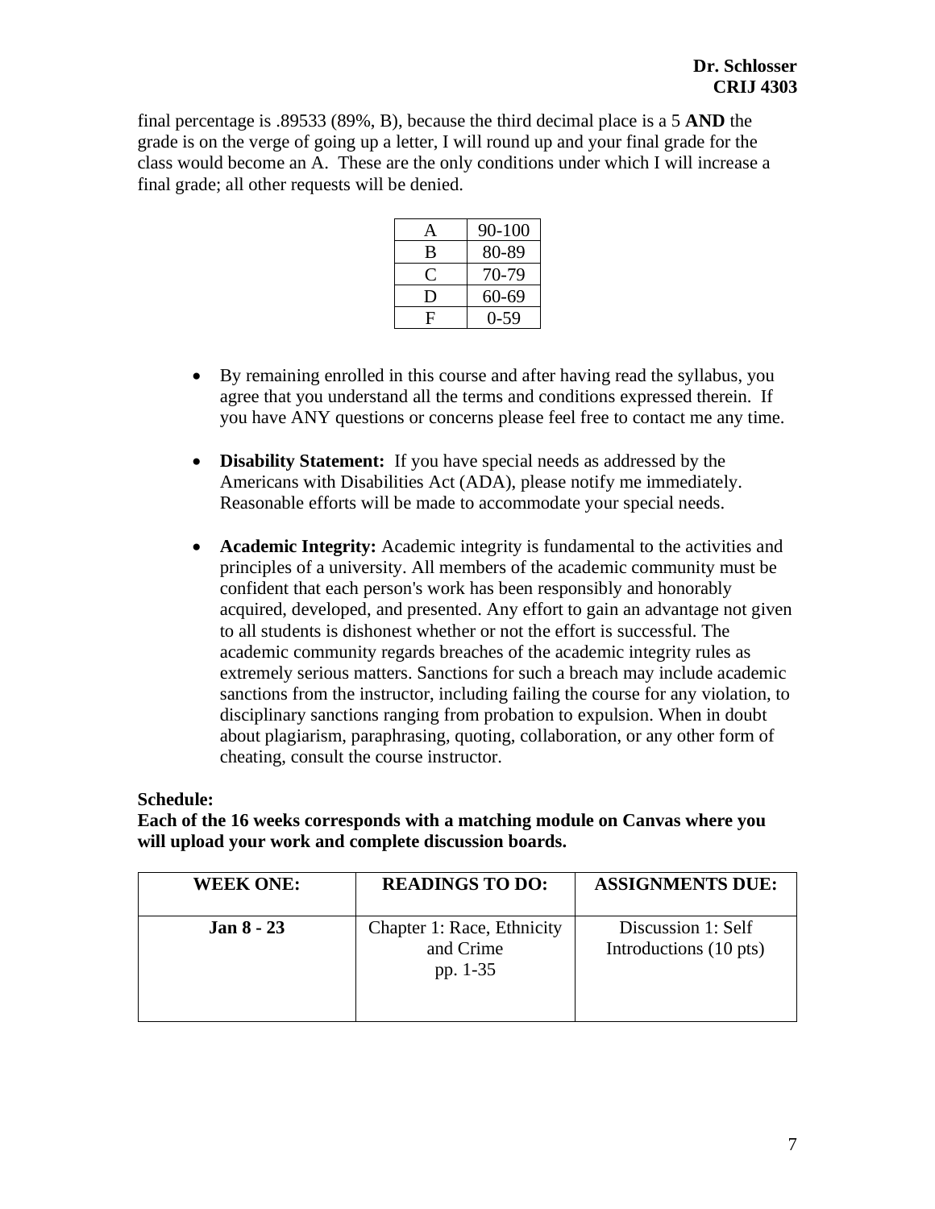final percentage is .89533 (89%, B), because the third decimal place is a 5 **AND** the grade is on the verge of going up a letter, I will round up and your final grade for the class would become an A. These are the only conditions under which I will increase a final grade; all other requests will be denied.

| A | 90-100 |
|---|---|
| B | 80-89 |
| C | 70-79 |
| D | 60-69 |
| F | 0-59 |

- By remaining enrolled in this course and after having read the syllabus, you agree that you understand all the terms and conditions expressed therein. If you have ANY questions or concerns please feel free to contact me any time.

- **Disability Statement:** If you have special needs as addressed by the Americans with Disabilities Act (ADA), please notify me immediately. Reasonable efforts will be made to accommodate your special needs.

- **Academic Integrity:** Academic integrity is fundamental to the activities and principles of a university. All members of the academic community must be confident that each person's work has been responsibly and honorably acquired, developed, and presented. Any effort to gain an advantage not given to all students is dishonest whether or not the effort is successful. The academic community regards breaches of the academic integrity rules as extremely serious matters. Sanctions for such a breach may include academic sanctions from the instructor, including failing the course for any violation, to disciplinary sanctions ranging from probation to expulsion. When in doubt about plagiarism, paraphrasing, quoting, collaboration, or any other form of cheating, consult the course instructor.

**Schedule:**

**Each of the 16 weeks corresponds with a matching module on Canvas where you will upload your work and complete discussion boards.**

| WEEK ONE: | READINGS TO DO: | ASSIGNMENTS DUE: |
|---|---|---|
| **Jan 8 - 23** | Chapter 1: Race, Ethnicity and Crime pp. 1-35 | Discussion 1: Self Introductions (10 pts) |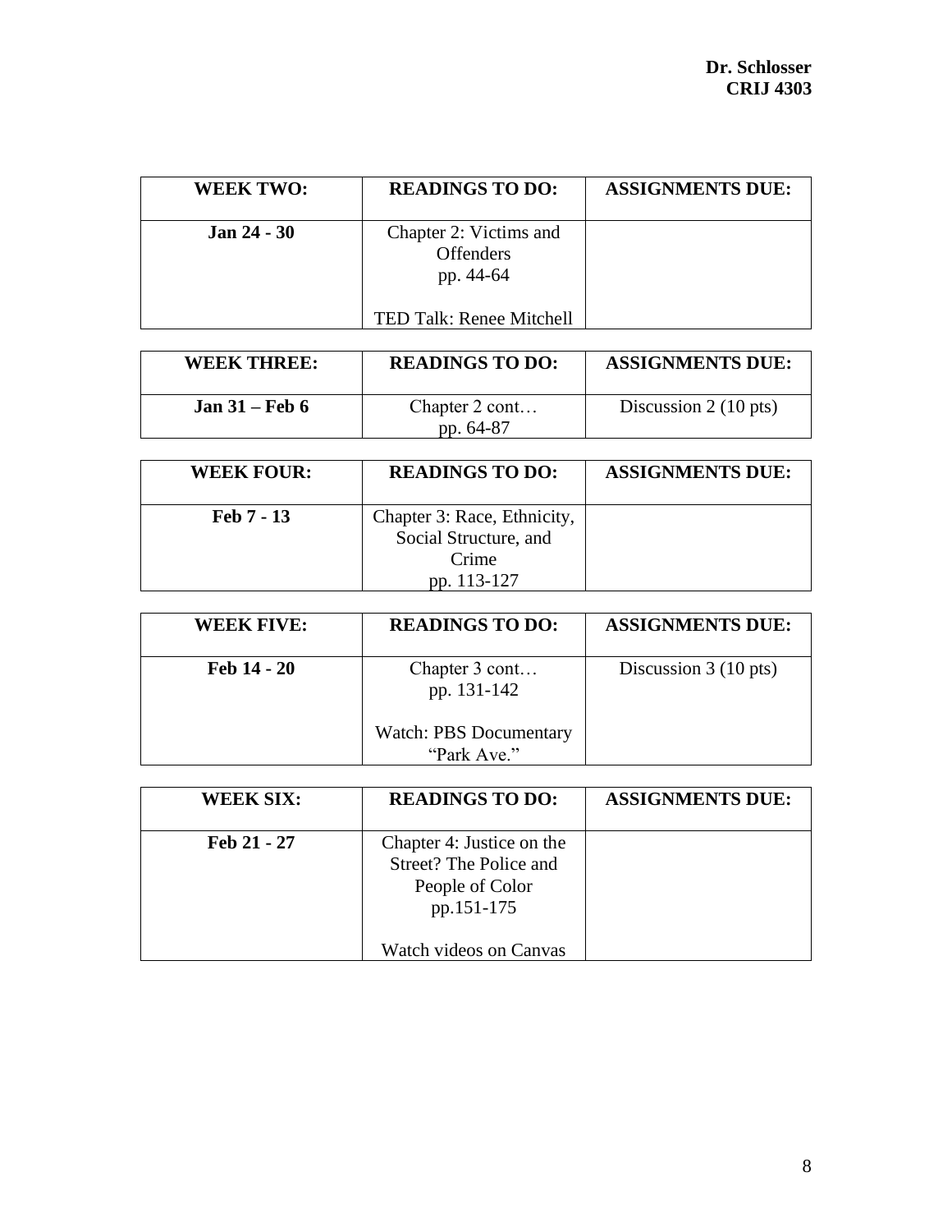| WEEK TWO: | READINGS TO DO: | ASSIGNMENTS DUE: |
|---|---|---|
| **Jan 24 - 30** | Chapter 2: Victims and Offenders<br>pp. 44-64<br><br>TED Talk: Renee Mitchell | |

| WEEK THREE: | READINGS TO DO: | ASSIGNMENTS DUE: |
|---|---|---|
| **Jan 31 – Feb 6** | Chapter 2 cont…<br>pp. 64-87 | Discussion 2 (10 pts) |

| WEEK FOUR: | READINGS TO DO: | ASSIGNMENTS DUE: |
|---|---|---|
| **Feb 7 - 13** | Chapter 3: Race, Ethnicity, Social Structure, and Crime<br>pp. 113-127 | |

| WEEK FIVE: | READINGS TO DO: | ASSIGNMENTS DUE: |
|---|---|---|
| **Feb 14 - 20** | Chapter 3 cont…<br>pp. 131-142<br><br>Watch: PBS Documentary "Park Ave." | Discussion 3 (10 pts) |

| WEEK SIX: | READINGS TO DO: | ASSIGNMENTS DUE: |
|---|---|---|
| **Feb 21 - 27** | Chapter 4: Justice on the Street? The Police and People of Color<br>pp.151-175<br><br>Watch videos on Canvas | |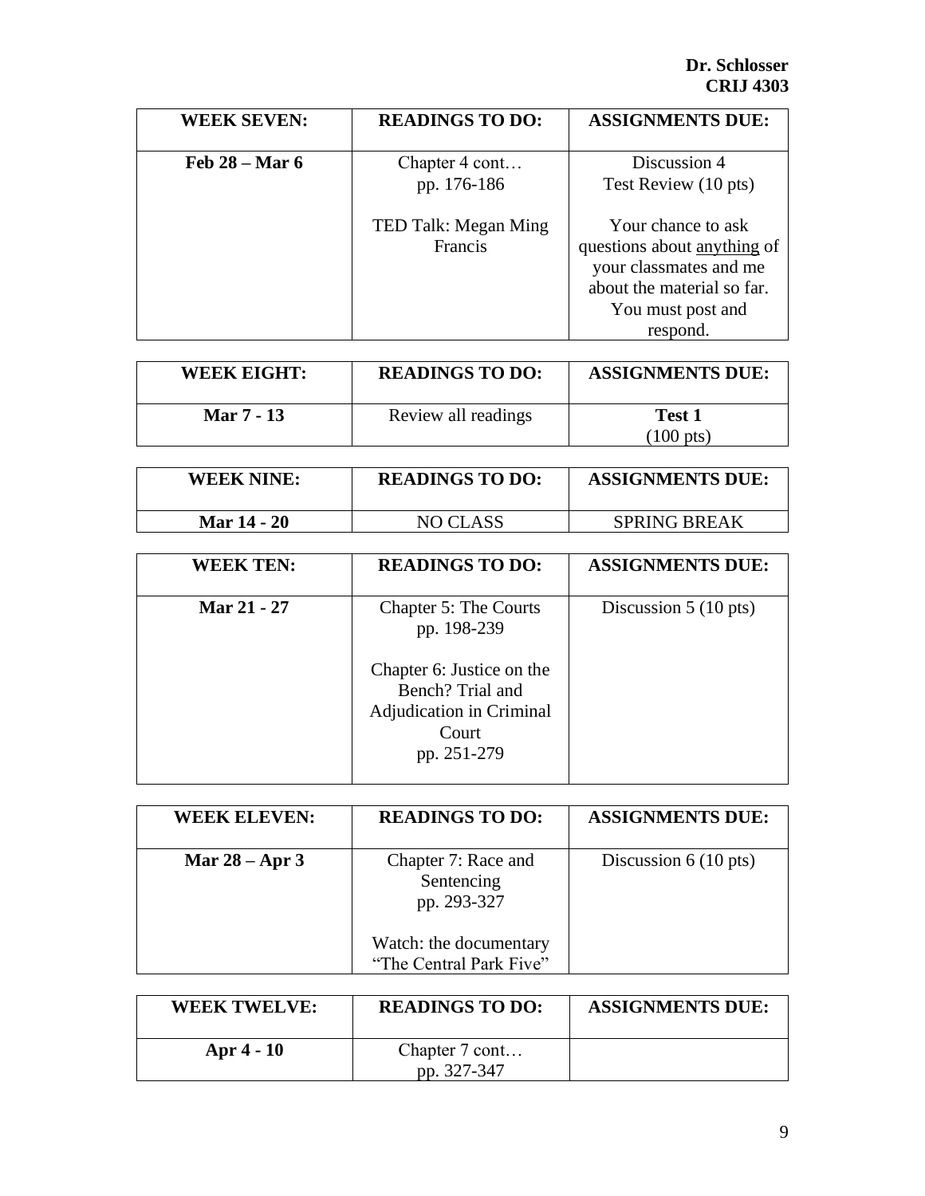| WEEK SEVEN: | READINGS TO DO: | ASSIGNMENTS DUE: |
|---|---|---|
| **Feb 28 – Mar 6** | Chapter 4 cont… pp. 176-186<br><br>TED Talk: Megan Ming Francis | Discussion 4 Test Review (10 pts)<br><br>Your chance to ask questions about <u>anything</u> of your classmates and me about the material so far. You must post and respond. |

| WEEK EIGHT: | READINGS TO DO: | ASSIGNMENTS DUE: |
|---|---|---|
| **Mar 7 - 13** | Review all readings | **Test 1** (100 pts) |

| WEEK NINE: | READINGS TO DO: | ASSIGNMENTS DUE: |
|---|---|---|
| **Mar 14 - 20** | NO CLASS | SPRING BREAK |

| WEEK TEN: | READINGS TO DO: | ASSIGNMENTS DUE: |
|---|---|---|
| **Mar 21 - 27** | Chapter 5: The Courts pp. 198-239<br><br>Chapter 6: Justice on the Bench? Trial and Adjudication in Criminal Court pp. 251-279 | Discussion 5 (10 pts) |

| WEEK ELEVEN: | READINGS TO DO: | ASSIGNMENTS DUE: |
|---|---|---|
| **Mar 28 – Apr 3** | Chapter 7: Race and Sentencing pp. 293-327<br><br>Watch: the documentary "The Central Park Five" | Discussion 6 (10 pts) |

| WEEK TWELVE: | READINGS TO DO: | ASSIGNMENTS DUE: |
|---|---|---|
| **Apr 4 - 10** | Chapter 7 cont… pp. 327-347 | |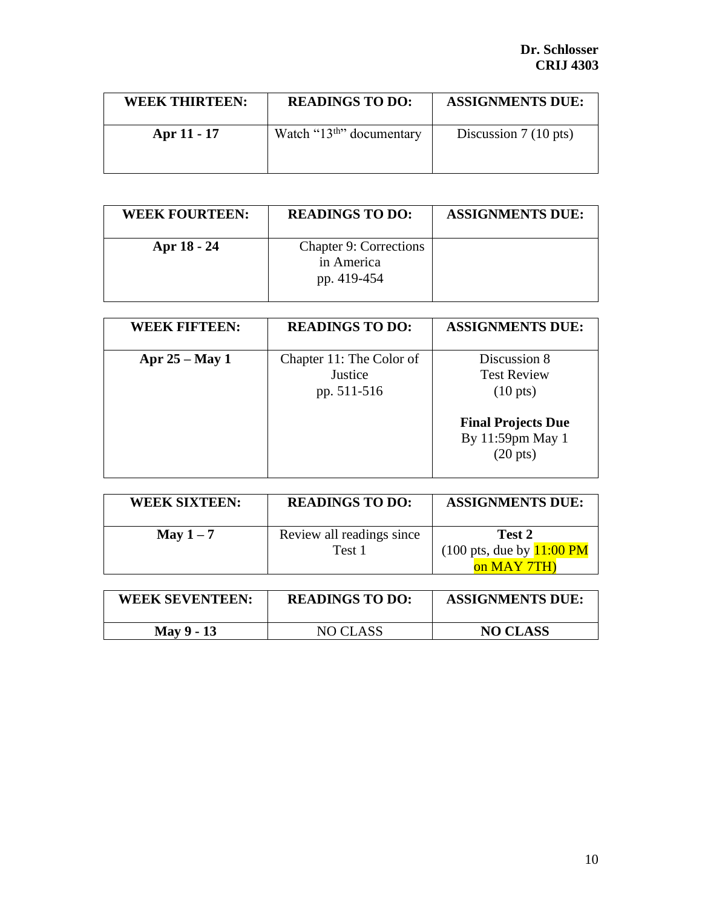| **WEEK THIRTEEN:** | **READINGS TO DO:** | **ASSIGNMENTS DUE:** |
| --- | --- | --- |
| **Apr 11 - 17** | Watch "13th" documentary | Discussion 7 (10 pts) |

| **WEEK FOURTEEN:** | **READINGS TO DO:** | **ASSIGNMENTS DUE:** |
| --- | --- | --- |
| **Apr 18 - 24** | Chapter 9: Corrections in America pp. 419-454 | |

| **WEEK FIFTEEN:** | **READINGS TO DO:** | **ASSIGNMENTS DUE:** |
| --- | --- | --- |
| **Apr 25 – May 1** | Chapter 11: The Color of Justice pp. 511-516 | Discussion 8 Test Review (10 pts) **Final Projects Due** By 11:59pm May 1 (20 pts) |

| **WEEK SIXTEEN:** | **READINGS TO DO:** | **ASSIGNMENTS DUE:** |
| --- | --- | --- |
| **May 1 – 7** | Review all readings since Test 1 | **Test 2** (100 pts, due by 11:00 PM on MAY 7TH) |

| **WEEK SEVENTEEN:** | **READINGS TO DO:** | **ASSIGNMENTS DUE:** |
| --- | --- | --- |
| **May 9 - 13** | NO CLASS | **NO CLASS** |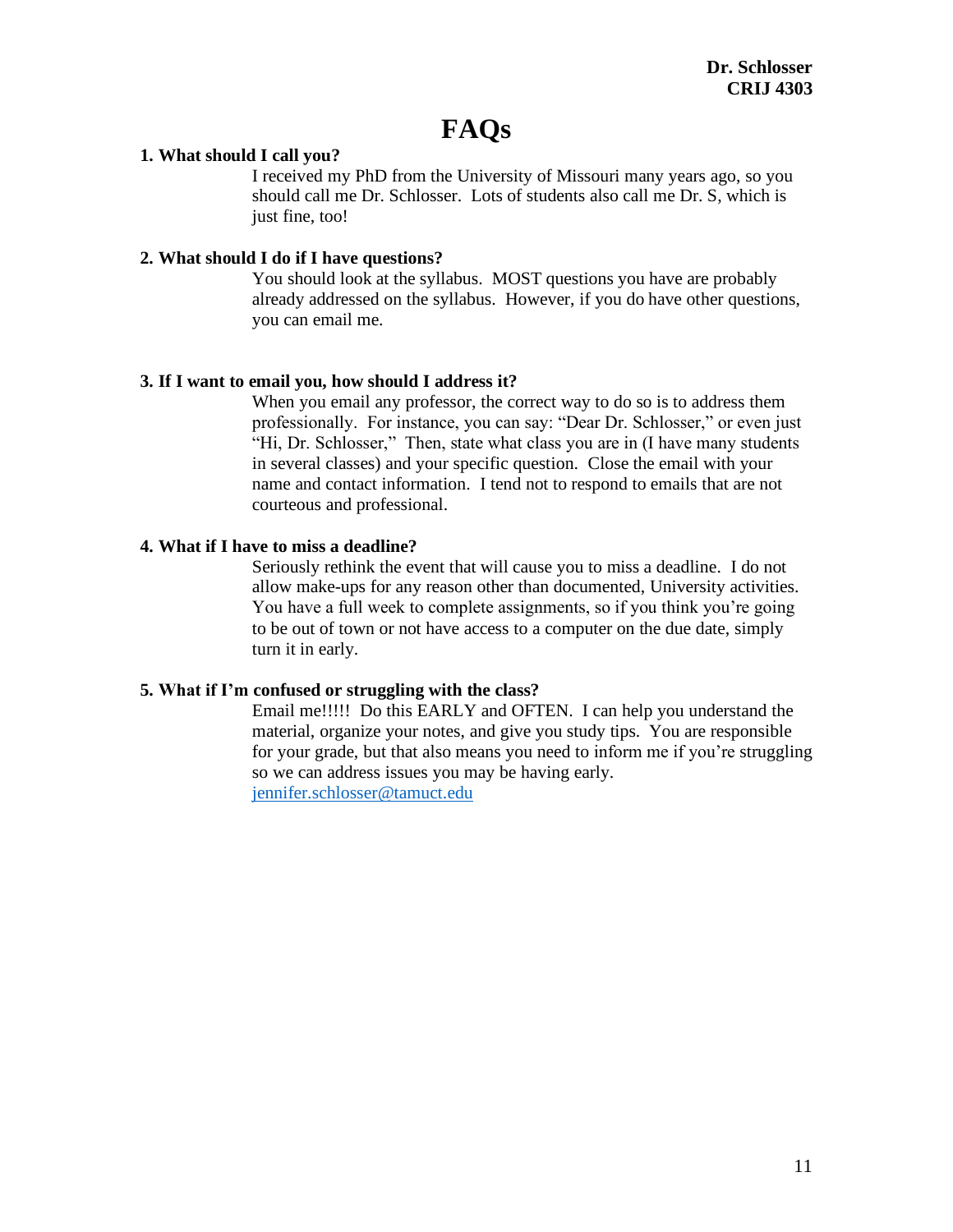Dr. Schlosser
CRIJ 4303

# FAQs

**1. What should I call you?**

I received my PhD from the University of Missouri many years ago, so you should call me Dr. Schlosser. Lots of students also call me Dr. S, which is just fine, too!

**2. What should I do if I have questions?**

You should look at the syllabus. MOST questions you have are probably already addressed on the syllabus. However, if you do have other questions, you can email me.

**3. If I want to email you, how should I address it?**

When you email any professor, the correct way to do so is to address them professionally. For instance, you can say: "Dear Dr. Schlosser," or even just "Hi, Dr. Schlosser," Then, state what class you are in (I have many students in several classes) and your specific question. Close the email with your name and contact information. I tend not to respond to emails that are not courteous and professional.

**4. What if I have to miss a deadline?**

Seriously rethink the event that will cause you to miss a deadline. I do not allow make-ups for any reason other than documented, University activities. You have a full week to complete assignments, so if you think you're going to be out of town or not have access to a computer on the due date, simply turn it in early.

**5. What if I'm confused or struggling with the class?**

Email me!!!!! Do this EARLY and OFTEN. I can help you understand the material, organize your notes, and give you study tips. You are responsible for your grade, but that also means you need to inform me if you're struggling so we can address issues you may be having early.
jennifer.schlosser@tamuct.edu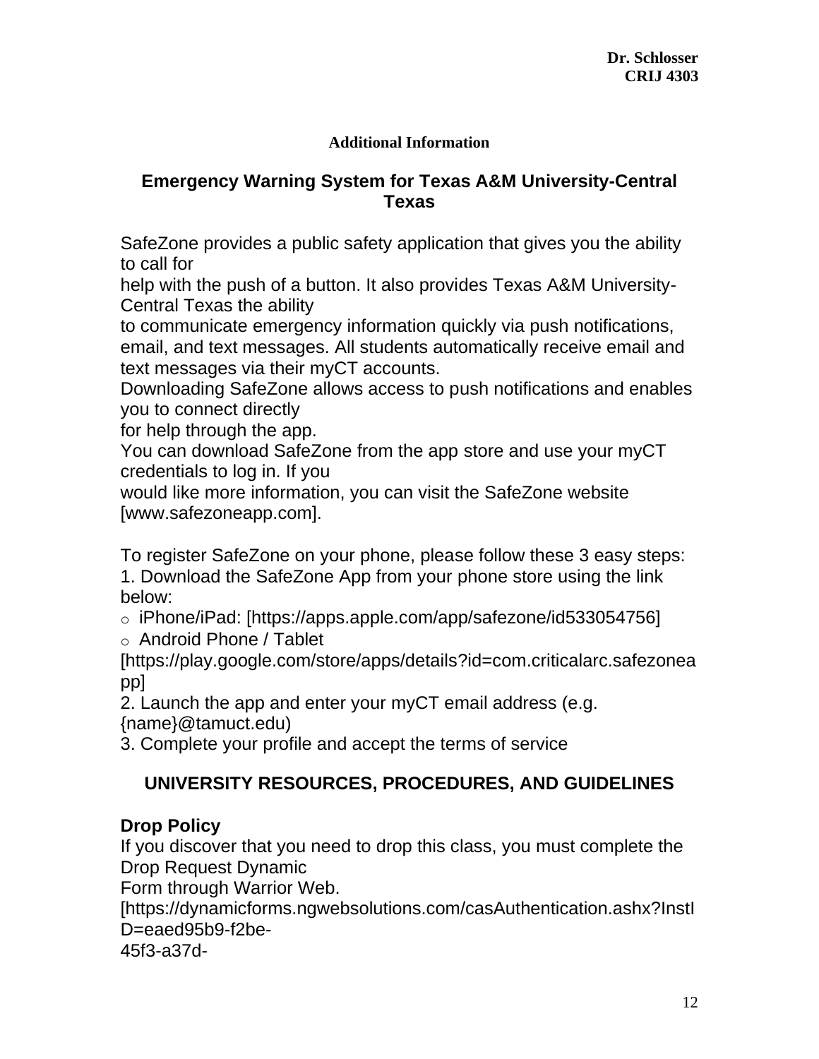### Additional Information

## Emergency Warning System for Texas A&M University-Central Texas

SafeZone provides a public safety application that gives you the ability to call for
help with the push of a button. It also provides Texas A&M University-Central Texas the ability
to communicate emergency information quickly via push notifications, email, and text messages. All students automatically receive email and text messages via their myCT accounts.
Downloading SafeZone allows access to push notifications and enables you to connect directly
for help through the app.
You can download SafeZone from the app store and use your myCT credentials to log in. If you
would like more information, you can visit the SafeZone website [www.safezoneapp.com].

To register SafeZone on your phone, please follow these 3 easy steps:
1. Download the SafeZone App from your phone store using the link below:
   - iPhone/iPad: [https://apps.apple.com/app/safezone/id533054756]
   - Android Phone / Tablet [https://play.google.com/store/apps/details?id=com.criticalarc.safezoneapp]
2. Launch the app and enter your myCT email address (e.g. {name}@tamuct.edu)
3. Complete your profile and accept the terms of service

## UNIVERSITY RESOURCES, PROCEDURES, AND GUIDELINES

**Drop Policy**
If you discover that you need to drop this class, you must complete the Drop Request Dynamic
Form through Warrior Web.
[https://dynamicforms.ngwebsolutions.com/casAuthentication.ashx?InstID=eaed95b9-f2be-
45f3-a37d-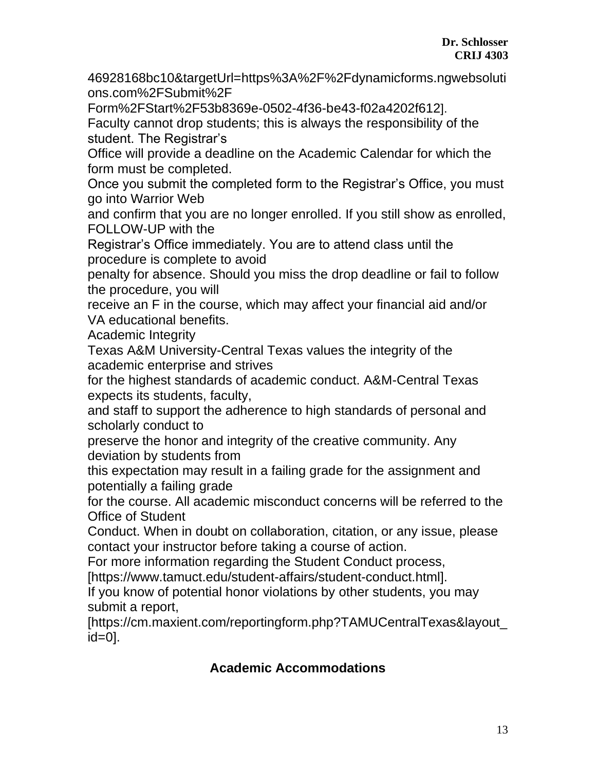46928168bc10&targetUrl=https%3A%2F%2Fdynamicforms.ngwebsolutions.com%2FSubmit%2FForm%2FStart%2F53b8369e-0502-4f36-be43-f02a4202f612].

Faculty cannot drop students; this is always the responsibility of the student. The Registrar's Office will provide a deadline on the Academic Calendar for which the form must be completed.

Once you submit the completed form to the Registrar's Office, you must go into Warrior Web and confirm that you are no longer enrolled. If you still show as enrolled, FOLLOW-UP with the Registrar's Office immediately. You are to attend class until the procedure is complete to avoid penalty for absence. Should you miss the drop deadline or fail to follow the procedure, you will receive an F in the course, which may affect your financial aid and/or VA educational benefits.

Academic Integrity

Texas A&M University-Central Texas values the integrity of the academic enterprise and strives for the highest standards of academic conduct. A&M-Central Texas expects its students, faculty, and staff to support the adherence to high standards of personal and scholarly conduct to preserve the honor and integrity of the creative community. Any deviation by students from this expectation may result in a failing grade for the assignment and potentially a failing grade for the course. All academic misconduct concerns will be referred to the Office of Student Conduct. When in doubt on collaboration, citation, or any issue, please contact your instructor before taking a course of action.

For more information regarding the Student Conduct process, [https://www.tamuct.edu/student-affairs/student-conduct.html].

If you know of potential honor violations by other students, you may submit a report, [https://cm.maxient.com/reportingform.php?TAMUCentralTexas&layout_id=0].

## Academic Accommodations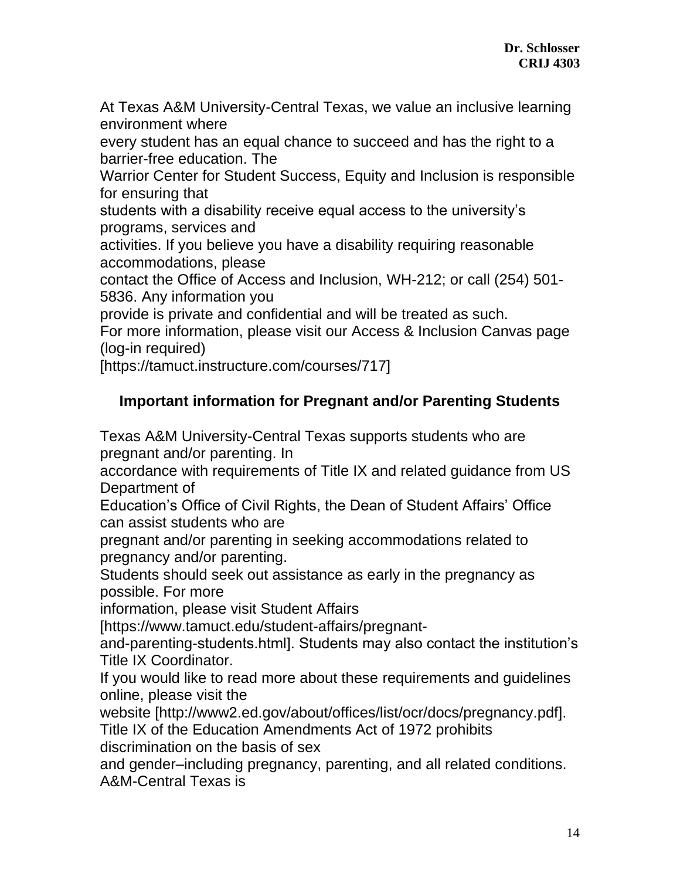At Texas A&M University-Central Texas, we value an inclusive learning environment where every student has an equal chance to succeed and has the right to a barrier-free education. The Warrior Center for Student Success, Equity and Inclusion is responsible for ensuring that students with a disability receive equal access to the university's programs, services and activities. If you believe you have a disability requiring reasonable accommodations, please contact the Office of Access and Inclusion, WH-212; or call (254) 501-5836. Any information you provide is private and confidential and will be treated as such.
For more information, please visit our Access & Inclusion Canvas page (log-in required) [https://tamuct.instructure.com/courses/717]

### Important information for Pregnant and/or Parenting Students

Texas A&M University-Central Texas supports students who are pregnant and/or parenting. In accordance with requirements of Title IX and related guidance from US Department of Education's Office of Civil Rights, the Dean of Student Affairs' Office can assist students who are pregnant and/or parenting in seeking accommodations related to pregnancy and/or parenting.
Students should seek out assistance as early in the pregnancy as possible. For more information, please visit Student Affairs [https://www.tamuct.edu/student-affairs/pregnant-and-parenting-students.html]. Students may also contact the institution's Title IX Coordinator.
If you would like to read more about these requirements and guidelines online, please visit the website [http://www2.ed.gov/about/offices/list/ocr/docs/pregnancy.pdf].
Title IX of the Education Amendments Act of 1972 prohibits discrimination on the basis of sex and gender–including pregnancy, parenting, and all related conditions. A&M-Central Texas is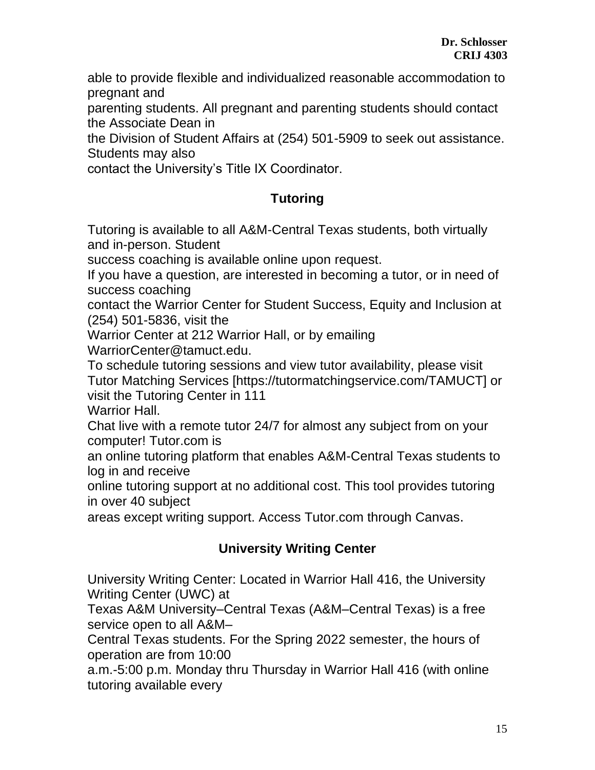able to provide flexible and individualized reasonable accommodation to pregnant and parenting students. All pregnant and parenting students should contact the Associate Dean in the Division of Student Affairs at (254) 501-5909 to seek out assistance. Students may also contact the University's Title IX Coordinator.

## Tutoring

Tutoring is available to all A&M-Central Texas students, both virtually and in-person. Student success coaching is available online upon request.

If you have a question, are interested in becoming a tutor, or in need of success coaching contact the Warrior Center for Student Success, Equity and Inclusion at (254) 501-5836, visit the Warrior Center at 212 Warrior Hall, or by emailing WarriorCenter@tamuct.edu.

To schedule tutoring sessions and view tutor availability, please visit Tutor Matching Services [https://tutormatchingservice.com/TAMUCT] or visit the Tutoring Center in 111 Warrior Hall.

Chat live with a remote tutor 24/7 for almost any subject from on your computer! Tutor.com is an online tutoring platform that enables A&M-Central Texas students to log in and receive online tutoring support at no additional cost. This tool provides tutoring in over 40 subject areas except writing support. Access Tutor.com through Canvas.

## University Writing Center

University Writing Center: Located in Warrior Hall 416, the University Writing Center (UWC) at Texas A&M University–Central Texas (A&M–Central Texas) is a free service open to all A&M–Central Texas students. For the Spring 2022 semester, the hours of operation are from 10:00 a.m.-5:00 p.m. Monday thru Thursday in Warrior Hall 416 (with online tutoring available every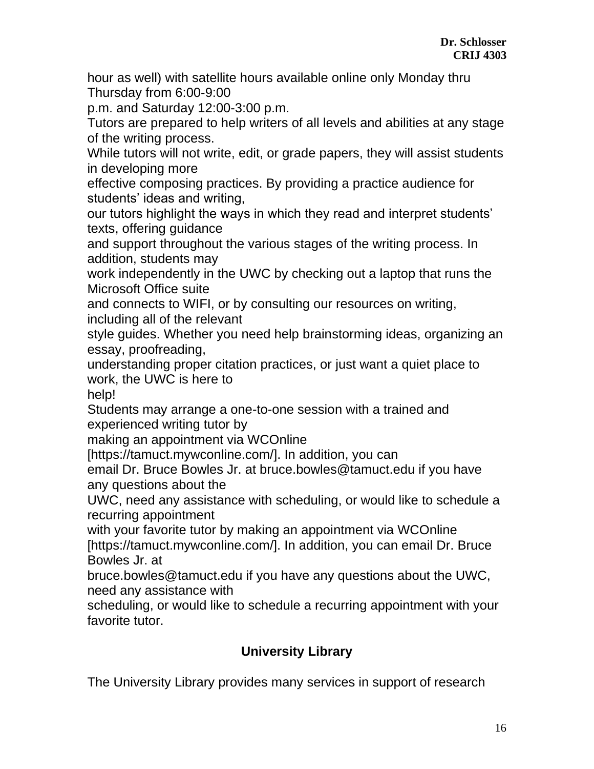hour as well) with satellite hours available online only Monday thru Thursday from 6:00-9:00 p.m. and Saturday 12:00-3:00 p.m.

Tutors are prepared to help writers of all levels and abilities at any stage of the writing process.

While tutors will not write, edit, or grade papers, they will assist students in developing more effective composing practices. By providing a practice audience for students' ideas and writing, our tutors highlight the ways in which they read and interpret students' texts, offering guidance and support throughout the various stages of the writing process. In addition, students may work independently in the UWC by checking out a laptop that runs the Microsoft Office suite and connects to WIFI, or by consulting our resources on writing, including all of the relevant style guides. Whether you need help brainstorming ideas, organizing an essay, proofreading, understanding proper citation practices, or just want a quiet place to work, the UWC is here to help!

Students may arrange a one-to-one session with a trained and experienced writing tutor by making an appointment via WCOnline [https://tamuct.mywconline.com/]. In addition, you can email Dr. Bruce Bowles Jr. at bruce.bowles@tamuct.edu if you have any questions about the UWC, need any assistance with scheduling, or would like to schedule a recurring appointment with your favorite tutor by making an appointment via WCOnline [https://tamuct.mywconline.com/]. In addition, you can email Dr. Bruce Bowles Jr. at bruce.bowles@tamuct.edu if you have any questions about the UWC, need any assistance with scheduling, or would like to schedule a recurring appointment with your favorite tutor.

## University Library

The University Library provides many services in support of research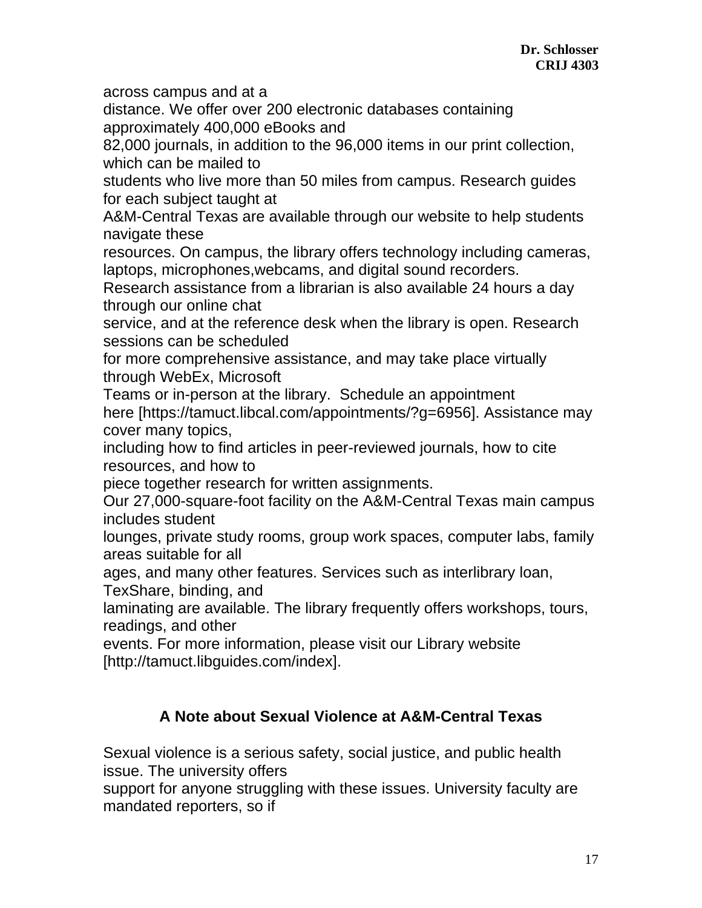across campus and at a distance. We offer over 200 electronic databases containing approximately 400,000 eBooks and 82,000 journals, in addition to the 96,000 items in our print collection, which can be mailed to students who live more than 50 miles from campus. Research guides for each subject taught at A&M-Central Texas are available through our website to help students navigate these resources. On campus, the library offers technology including cameras, laptops, microphones,webcams, and digital sound recorders.

Research assistance from a librarian is also available 24 hours a day through our online chat service, and at the reference desk when the library is open. Research sessions can be scheduled for more comprehensive assistance, and may take place virtually through WebEx, Microsoft Teams or in-person at the library. Schedule an appointment here [https://tamuct.libcal.com/appointments/?g=6956]. Assistance may cover many topics, including how to find articles in peer-reviewed journals, how to cite resources, and how to piece together research for written assignments.

Our 27,000-square-foot facility on the A&M-Central Texas main campus includes student lounges, private study rooms, group work spaces, computer labs, family areas suitable for all ages, and many other features. Services such as interlibrary loan, TexShare, binding, and laminating are available. The library frequently offers workshops, tours, readings, and other events. For more information, please visit our Library website [http://tamuct.libguides.com/index].

## A Note about Sexual Violence at A&M-Central Texas

Sexual violence is a serious safety, social justice, and public health issue. The university offers support for anyone struggling with these issues. University faculty are mandated reporters, so if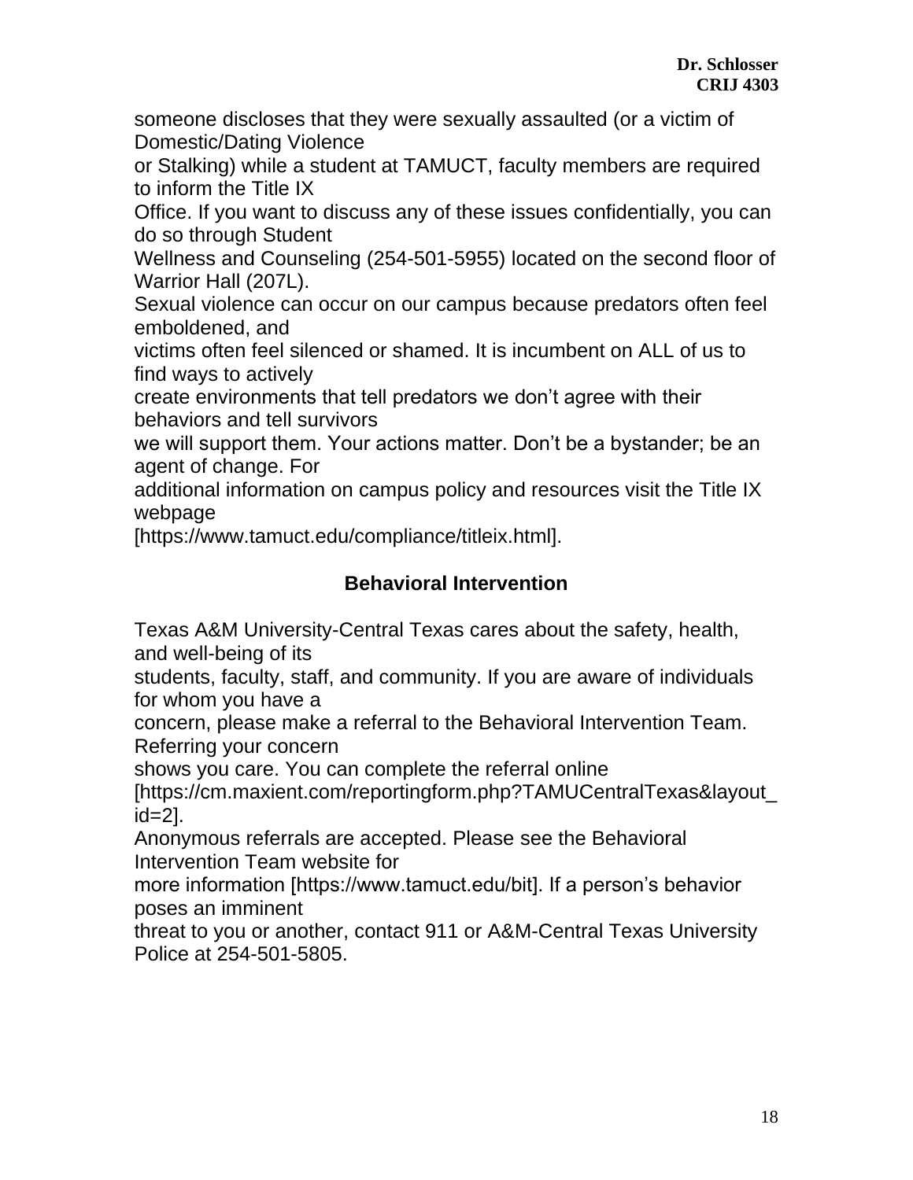someone discloses that they were sexually assaulted (or a victim of Domestic/Dating Violence or Stalking) while a student at TAMUCT, faculty members are required to inform the Title IX Office. If you want to discuss any of these issues confidentially, you can do so through Student Wellness and Counseling (254-501-5955) located on the second floor of Warrior Hall (207L).
Sexual violence can occur on our campus because predators often feel emboldened, and victims often feel silenced or shamed. It is incumbent on ALL of us to find ways to actively create environments that tell predators we don't agree with their behaviors and tell survivors we will support them. Your actions matter. Don't be a bystander; be an agent of change. For additional information on campus policy and resources visit the Title IX webpage [https://www.tamuct.edu/compliance/titleix.html].

## Behavioral Intervention

Texas A&M University-Central Texas cares about the safety, health, and well-being of its students, faculty, staff, and community. If you are aware of individuals for whom you have a concern, please make a referral to the Behavioral Intervention Team. Referring your concern shows you care. You can complete the referral online [https://cm.maxient.com/reportingform.php?TAMUCentralTexas&layout_id=2].
Anonymous referrals are accepted. Please see the Behavioral Intervention Team website for more information [https://www.tamuct.edu/bit]. If a person's behavior poses an imminent threat to you or another, contact 911 or A&M-Central Texas University Police at 254-501-5805.